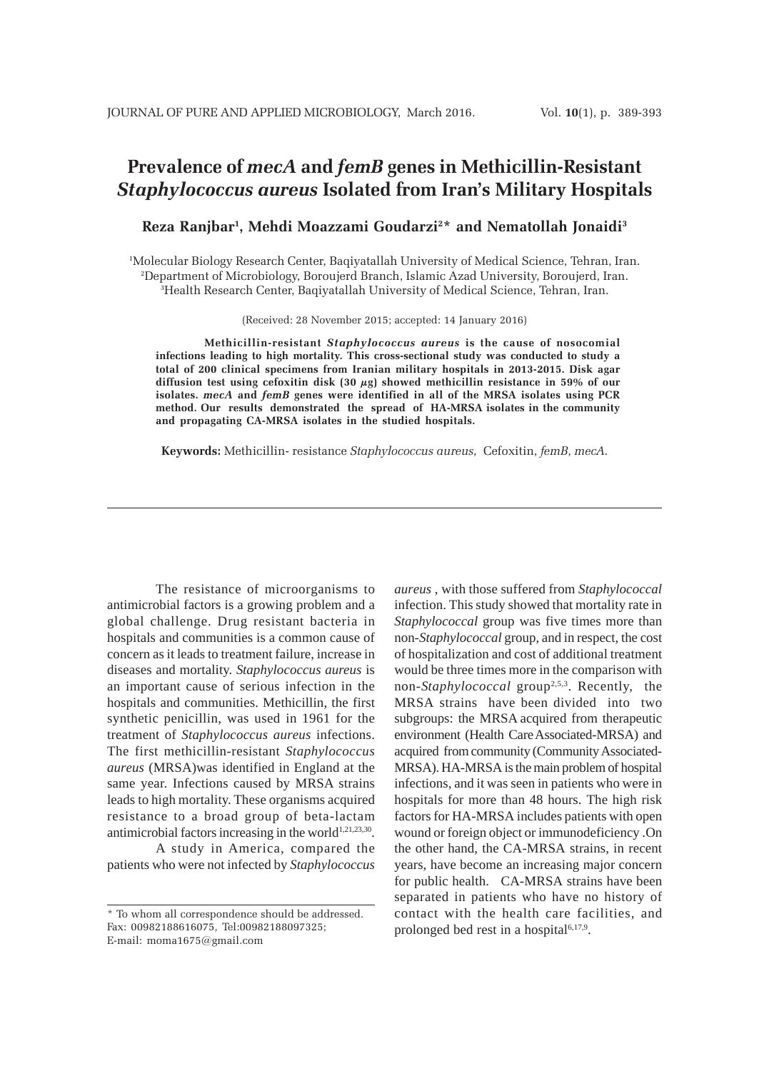# Prevalence of *mecA* and *femB* genes in Methicillin-Resistant *Staphylococcus aureus* Isolated from Iran's Military Hospitals

**Reza Ranjbar[1], Mehdi Moazzami Goudarzi[2]* and Nematollah Jonaidi[3]**

[1]Molecular Biology Research Center, Baqiyatallah University of Medical Science, Tehran, Iran.
[2]Department of Microbiology, Boroujerd Branch, Islamic Azad University, Boroujerd, Iran.
[3]Health Research Center, Baqiyatallah University of Medical Science, Tehran, Iran.

(Received: 28 November 2015; accepted: 14 January 2016)

**Methicillin-resistant *Staphylococcus aureus* is the cause of nosocomial infections leading to high mortality. This cross-sectional study was conducted to study a total of 200 clinical specimens from Iranian military hospitals in 2013-2015. Disk agar diffusion test using cefoxitin disk (30 µg) showed methicillin resistance in 59% of our isolates. *mecA* and *femB* genes were identified in all of the MRSA isolates using PCR method. Our results demonstrated the spread of HA-MRSA isolates in the community and propagating CA-MRSA isolates in the studied hospitals.**

**Keywords:** Methicillin- resistance *Staphylococcus aureus,* Cefoxitin, *femB*, *mecA*.

---

The resistance of microorganisms to antimicrobial factors is a growing problem and a global challenge. Drug resistant bacteria in hospitals and communities is a common cause of concern as it leads to treatment failure, increase in diseases and mortality. *Staphylococcus aureus* is an important cause of serious infection in the hospitals and communities. Methicillin, the first synthetic penicillin, was used in 1961 for the treatment of *Staphylococcus aureus* infections. The first methicillin-resistant *Staphylococcus aureus* (MRSA)was identified in England at the same year. Infections caused by MRSA strains leads to high mortality. These organisms acquired resistance to a broad group of beta-lactam antimicrobial factors increasing in the world[1,21,23,30].

A study in America, compared the patients who were not infected by *Staphylococcus aureus* , with those suffered from *Staphylococcal* infection. This study showed that mortality rate in *Staphylococcal* group was five times more than non-*Staphylococcal* group, and in respect, the cost of hospitalization and cost of additional treatment would be three times more in the comparison with non-*Staphylococcal* group[2,5,3]. Recently, the MRSA strains have been divided into two subgroups: the MRSA acquired from therapeutic environment (Health Care Associated-MRSA) and acquired from community (Community Associated-MRSA). HA-MRSA is the main problem of hospital infections, and it was seen in patients who were in hospitals for more than 48 hours. The high risk factors for HA-MRSA includes patients with open wound or foreign object or immunodeficiency .On the other hand, the CA-MRSA strains, in recent years, have become an increasing major concern for public health. CA-MRSA strains have been separated in patients who have no history of contact with the health care facilities, and prolonged bed rest in a hospital[6,17,9].

---

\* To whom all correspondence should be addressed.
Fax: 00982188616075, Tel:00982188097325;
E-mail: moma1675@gmail.com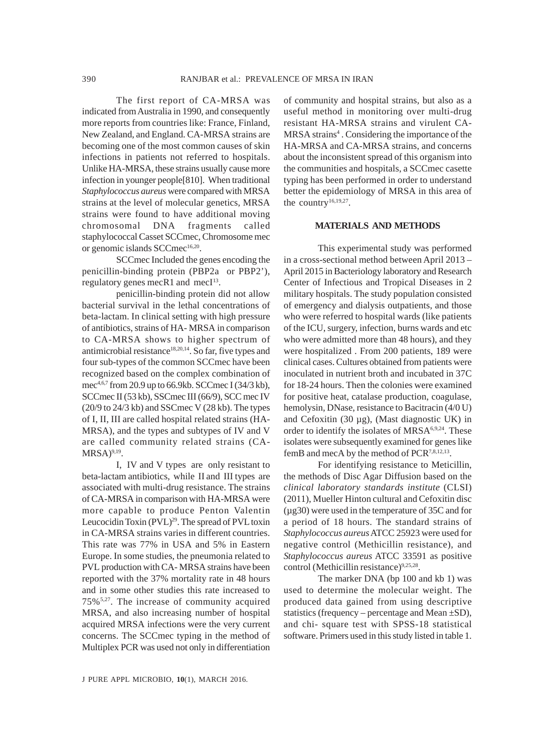The first report of CA-MRSA was indicated from Australia in 1990, and consequently more reports from countries like: France, Finland, New Zealand, and England. CA-MRSA strains are becoming one of the most common causes of skin infections in patients not referred to hospitals. Unlike HA-MRSA, these strains usually cause more infection in younger people[810]. When traditional *Staphylococcus aureus* were compared with MRSA strains at the level of molecular genetics, MRSA strains were found to have additional moving chromosomal DNA fragments called staphylococcal Casset SCCmec, Chromosome mec or genomic islands SCCmec[16,20].

SCCmec Included the genes encoding the penicillin-binding protein (PBP2a or PBP2'), regulatory genes mecR1 and mecI[13].

penicillin-binding protein did not allow bacterial survival in the lethal concentrations of beta-lactam. In clinical setting with high pressure of antibiotics, strains of HA- MRSA in comparison to CA-MRSA shows to higher spectrum of antimicrobial resistance[18,20,14]. So far, five types and four sub-types of the common SCCmec have been recognized based on the complex combination of mec[4,6,7] from 20.9 up to 66.9kb. SCCmec I (34/3 kb), SCCmec II (53 kb), SSCmec III (66/9), SCC mec IV (20/9 to 24/3 kb) and SSCmec V (28 kb). The types of I, II, III are called hospital related strains (HA-MRSA), and the types and subtypes of IV and V are called community related strains (CA-MRSA)[9,19].

I, IV and V types are only resistant to beta-lactam antibiotics, while II and III types are associated with multi-drug resistance. The strains of CA-MRSA in comparison with HA-MRSA were more capable to produce Penton Valentin Leucocidin Toxin (PVL)[29]. The spread of PVL toxin in CA-MRSA strains varies in different countries. This rate was 77% in USA and 5% in Eastern Europe. In some studies, the pneumonia related to PVL production with CA- MRSA strains have been reported with the 37% mortality rate in 48 hours and in some other studies this rate increased to 75%[5,27]. The increase of community acquired MRSA, and also increasing number of hospital acquired MRSA infections were the very current concerns. The SCCmec typing in the method of Multiplex PCR was used not only in differentiation of community and hospital strains, but also as a useful method in monitoring over multi-drug resistant HA-MRSA strains and virulent CA-MRSA strains[4]. Considering the importance of the HA-MRSA and CA-MRSA strains, and concerns about the inconsistent spread of this organism into the communities and hospitals, a SCCmec casette typing has been performed in order to understand better the epidemiology of MRSA in this area of the country[16,19,27].

## MATERIALS AND METHODS

This experimental study was performed in a cross-sectional method between April 2013 – April 2015 in Bacteriology laboratory and Research Center of Infectious and Tropical Diseases in 2 military hospitals. The study population consisted of emergency and dialysis outpatients, and those who were referred to hospital wards (like patients of the ICU, surgery, infection, burns wards and etc who were admitted more than 48 hours), and they were hospitalized . From 200 patients, 189 were clinical cases. Cultures obtained from patients were inoculated in nutrient broth and incubated in 37C for 18-24 hours. Then the colonies were examined for positive heat, catalase production, coagulase, hemolysin, DNase, resistance to Bacitracin (4/0 U) and Cefoxitin (30 µg), (Mast diagnostic UK) in order to identify the isolates of MRSA[6,9,24]. These isolates were subsequently examined for genes like femB and mecA by the method of PCR[7,8,12,13].

For identifying resistance to Meticillin, the methods of Disc Agar Diffusion based on the *clinical laboratory standards institute* (CLSI) (2011), Mueller Hinton cultural and Cefoxitin disc (µg30) were used in the temperature of 35C and for a period of 18 hours. The standard strains of *Staphylococcus aureus* ATCC 25923 were used for negative control (Methicillin resistance), and *Staphylococcus aureus* ATCC 33591 as positive control (Methicillin resistance)[9,25,28].

The marker DNA (bp 100 and kb 1) was used to determine the molecular weight. The produced data gained from using descriptive statistics (frequency – percentage and Mean ±SD), and chi- square test with SPSS-18 statistical software. Primers used in this study listed in table 1.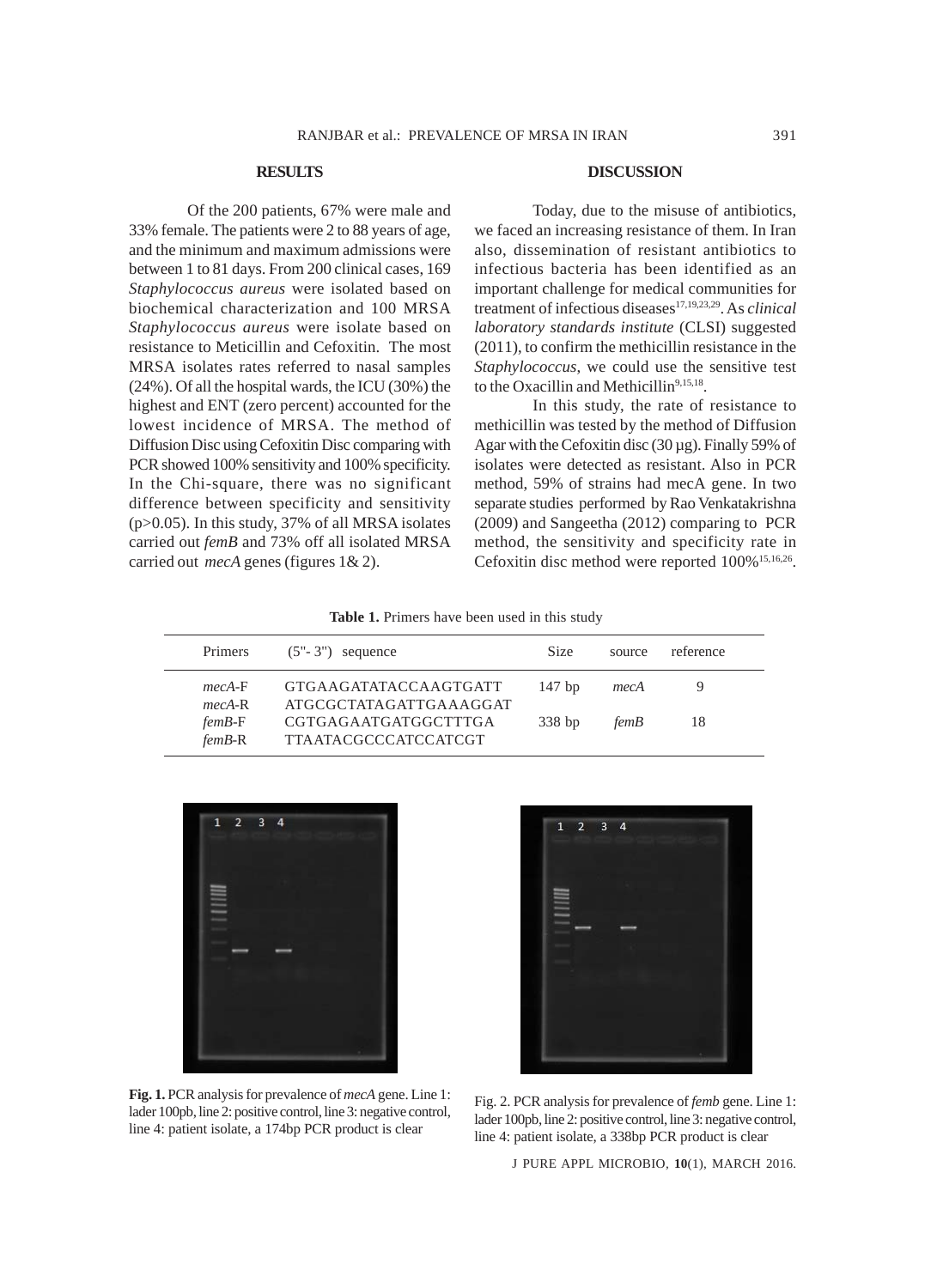## RESULTS

Of the 200 patients, 67% were male and 33% female. The patients were 2 to 88 years of age, and the minimum and maximum admissions were between 1 to 81 days. From 200 clinical cases, 169 *Staphylococcus aureus* were isolated based on biochemical characterization and 100 MRSA *Staphylococcus aureus* were isolate based on resistance to Meticillin and Cefoxitin. The most MRSA isolates rates referred to nasal samples (24%). Of all the hospital wards, the ICU (30%) the highest and ENT (zero percent) accounted for the lowest incidence of MRSA. The method of Diffusion Disc using Cefoxitin Disc comparing with PCR showed 100% sensitivity and 100% specificity. In the Chi-square, there was no significant difference between specificity and sensitivity ($p>0.05$). In this study, 37% of all MRSA isolates carried out *femB* and 73% off all isolated MRSA carried out *mecA* genes (figures 1& 2).

## DISCUSSION

Today, due to the misuse of antibiotics, we faced an increasing resistance of them. In Iran also, dissemination of resistant antibiotics to infectious bacteria has been identified as an important challenge for medical communities for treatment of infectious diseases[17,19,23,29]. As *clinical laboratory standards institute* (CLSI) suggested (2011), to confirm the methicillin resistance in the *Staphylococcus*, we could use the sensitive test to the Oxacillin and Methicillin[9,15,18].

In this study, the rate of resistance to methicillin was tested by the method of Diffusion Agar with the Cefoxitin disc (30 µg). Finally 59% of isolates were detected as resistant. Also in PCR method, 59% of strains had mecA gene. In two separate studies performed by Rao Venkatakrishna (2009) and Sangeetha (2012) comparing to PCR method, the sensitivity and specificity rate in Cefoxitin disc method were reported 100%[15,16,26].

**Table 1.** Primers have been used in this study

| Primers | (5"- 3") sequence | Size | source | reference |
|---|---|---|---|---|
| *mecA*-F<br>*mecA*-R | GTGAAGATATACCAAGTGATT<br>ATGCGCTATAGATTGAAAGGAT | 147 bp | *mecA* | 9 |
| *femB*-F<br>*femB*-R | CGTGAGAATGATGGCTTTGA<br>TTAATACGCCCATCCATCGT | 338 bp | *femB* | 18 |

**Fig. 1.** PCR analysis for prevalence of *mecA* gene. Line 1: lader 100pb, line 2: positive control, line 3: negative control, line 4: patient isolate, a 174bp PCR product is clear

Fig. 2. PCR analysis for prevalence of *femb* gene. Line 1: lader 100pb, line 2: positive control, line 3: negative control, line 4: patient isolate, a 338bp PCR product is clear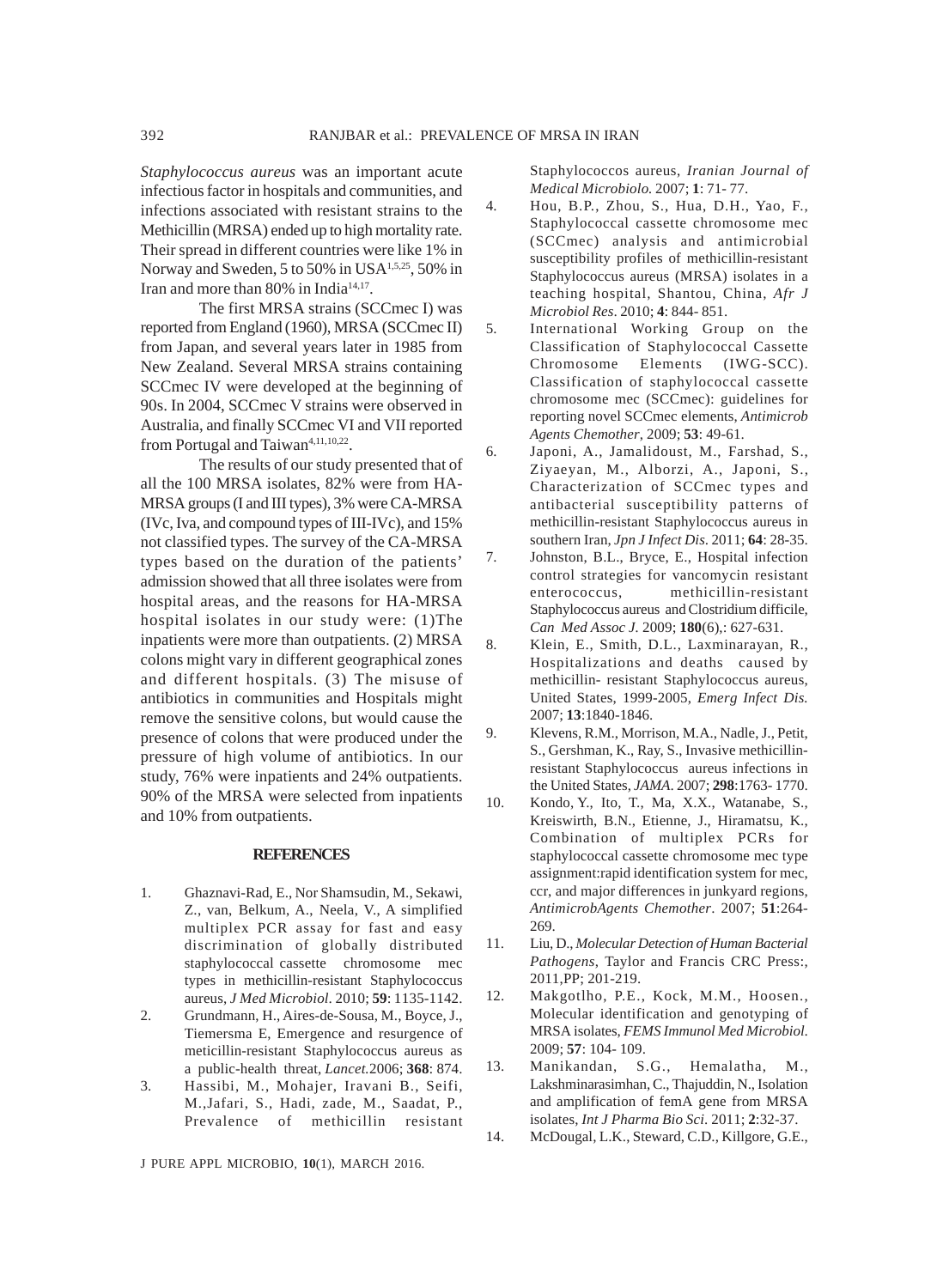*Staphylococcus aureus* was an important acute infectious factor in hospitals and communities, and infections associated with resistant strains to the Methicillin (MRSA) ended up to high mortality rate. Their spread in different countries were like 1% in Norway and Sweden, 5 to 50% in USA[1,5,25], 50% in Iran and more than 80% in India[14,17].

The first MRSA strains (SCCmec I) was reported from England (1960), MRSA (SCCmec II) from Japan, and several years later in 1985 from New Zealand. Several MRSA strains containing SCCmec IV were developed at the beginning of 90s. In 2004, SCCmec V strains were observed in Australia, and finally SCCmec VI and VII reported from Portugal and Taiwan[4,11,10,22].

The results of our study presented that of all the 100 MRSA isolates, 82% were from HA-MRSA groups (I and III types), 3% were CA-MRSA (IVc, Iva, and compound types of III-IVc), and 15% not classified types. The survey of the CA-MRSA types based on the duration of the patients' admission showed that all three isolates were from hospital areas, and the reasons for HA-MRSA hospital isolates in our study were: (1)The inpatients were more than outpatients. (2) MRSA colons might vary in different geographical zones and different hospitals. (3) The misuse of antibiotics in communities and Hospitals might remove the sensitive colons, but would cause the presence of colons that were produced under the pressure of high volume of antibiotics. In our study, 76% were inpatients and 24% outpatients. 90% of the MRSA were selected from inpatients and 10% from outpatients.

## REFERENCES

1. Ghaznavi-Rad, E., Nor Shamsudin, M., Sekawi, Z., van, Belkum, A., Neela, V., A simplified multiplex PCR assay for fast and easy discrimination of globally distributed staphylococcal cassette chromosome mec types in methicillin-resistant Staphylococcus aureus, *J Med Microbiol*. 2010; **59**: 1135-1142.
2. Grundmann, H., Aires-de-Sousa, M., Boyce, J., Tiemersma E, Emergence and resurgence of meticillin-resistant Staphylococcus aureus as a public-health threat, *Lancet.*2006; **368**: 874.
3. Hassibi, M., Mohajer, Iravani B., Seifi, M.,Jafari, S., Hadi, zade, M., Saadat, P., Prevalence of methicillin resistant Staphylococcos aureus, *Iranian Journal of Medical Microbiolo.* 2007; **1**: 71- 77.
4. Hou, B.P., Zhou, S., Hua, D.H., Yao, F., Staphylococcal cassette chromosome mec (SCCmec) analysis and antimicrobial susceptibility profiles of methicillin-resistant Staphylococcus aureus (MRSA) isolates in a teaching hospital, Shantou, China, *Afr J Microbiol Res*. 2010; **4**: 844- 851.
5. International Working Group on the Classification of Staphylococcal Cassette Chromosome Elements (IWG-SCC). Classification of staphylococcal cassette chromosome mec (SCCmec): guidelines for reporting novel SCCmec elements, *Antimicrob Agents Chemother*, 2009; **53**: 49-61.
6. Japoni, A., Jamalidoust, M., Farshad, S., Ziyaeyan, M., Alborzi, A., Japoni, S., Characterization of SCCmec types and antibacterial susceptibility patterns of methicillin-resistant Staphylococcus aureus in southern Iran, *Jpn J Infect Dis*. 2011; **64**: 28-35.
7. Johnston, B.L., Bryce, E., Hospital infection control strategies for vancomycin resistant enterococcus, methicillin-resistant Staphylococcus aureus and Clostridium difficile, *Can Med Assoc J.* 2009; **180**(6),: 627-631.
8. Klein, E., Smith, D.L., Laxminarayan, R., Hospitalizations and deaths caused by methicillin- resistant Staphylococcus aureus, United States, 1999-2005, *Emerg Infect Dis.* 2007; **13**:1840-1846.
9. Klevens, R.M., Morrison, M.A., Nadle, J., Petit, S., Gershman, K., Ray, S., Invasive methicillin-resistant Staphylococcus aureus infections in the United States, *JAMA*. 2007; **298**:1763- 1770.
10. Kondo, Y., Ito, T., Ma, X.X., Watanabe, S., Kreiswirth, B.N., Etienne, J., Hiramatsu, K., Combination of multiplex PCRs for staphylococcal cassette chromosome mec type assignment:rapid identification system for mec, ccr, and major differences in junkyard regions, *AntimicrobAgents Chemother*. 2007; **51**:264-269.
11. Liu, D., *Molecular Detection of Human Bacterial Pathogens*, Taylor and Francis CRC Press:, 2011,PP; 201-219.
12. Makgotlho, P.E., Kock, M.M., Hoosen., Molecular identification and genotyping of MRSA isolates, *FEMS Immunol Med Microbiol.* 2009; **57**: 104- 109.
13. Manikandan, S.G., Hemalatha, M., Lakshminarasimhan, C., Thajuddin, N., Isolation and amplification of femA gene from MRSA isolates, *Int J Pharma Bio Sci*. 2011; **2**:32-37.
14. McDougal, L.K., Steward, C.D., Killgore, G.E.,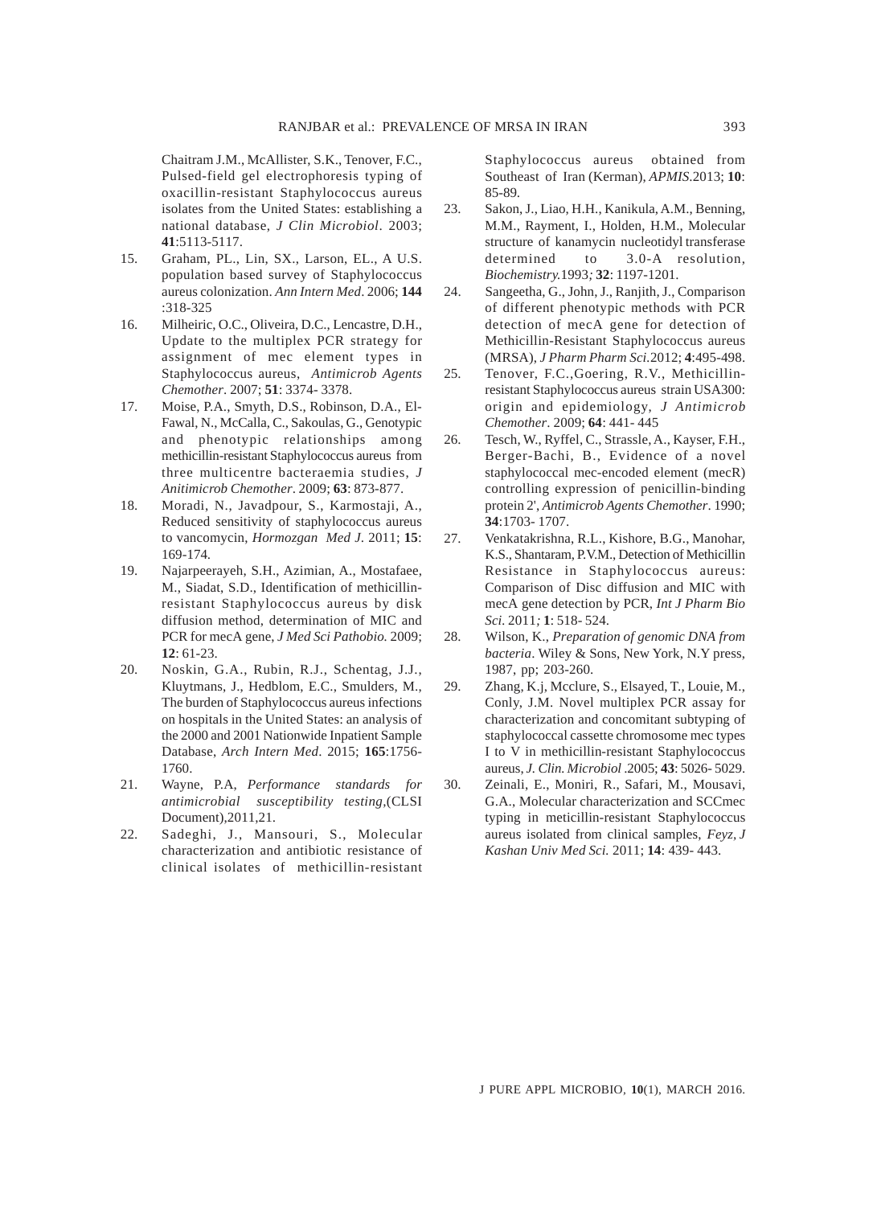Chaitram J.M., McAllister, S.K., Tenover, F.C., Pulsed-field gel electrophoresis typing of oxacillin-resistant Staphylococcus aureus isolates from the United States: establishing a national database, *J Clin Microbiol*. 2003; **41**:5113-5117.

15. Graham, PL., Lin, SX., Larson, EL., A U.S. population based survey of Staphylococcus aureus colonization. *Ann Intern Med*. 2006; **144** :318-325
16. Milheiric, O.C., Oliveira, D.C., Lencastre, D.H., Update to the multiplex PCR strategy for assignment of mec element types in Staphylococcus aureus, *Antimicrob Agents Chemother*. 2007; **51**: 3374- 3378.
17. Moise, P.A., Smyth, D.S., Robinson, D.A., El-Fawal, N., McCalla, C., Sakoulas, G., Genotypic and phenotypic relationships among methicillin-resistant Staphylococcus aureus from three multicentre bacteraemia studies, *J Anitimicrob Chemother*. 2009; **63**: 873-877.
18. Moradi, N., Javadpour, S., Karmostaji, A., Reduced sensitivity of staphylococcus aureus to vancomycin, *Hormozgan Med J*. 2011; **15**: 169-174.
19. Najarpeerayeh, S.H., Azimian, A., Mostafaee, M., Siadat, S.D., Identification of methicillin-resistant Staphylococcus aureus by disk diffusion method, determination of MIC and PCR for mecA gene, *J Med Sci Pathobio.* 2009; **12**: 61-23.
20. Noskin, G.A., Rubin, R.J., Schentag, J.J., Kluytmans, J., Hedblom, E.C., Smulders, M., The burden of Staphylococcus aureus infections on hospitals in the United States: an analysis of the 2000 and 2001 Nationwide Inpatient Sample Database, *Arch Intern Med*. 2015; **165**:1756-1760.
21. Wayne, P.A, *Performance standards for antimicrobial susceptibility testing*,(CLSI Document),2011,21.
22. Sadeghi, J., Mansouri, S., Molecular characterization and antibiotic resistance of clinical isolates of methicillin-resistant Staphylococcus aureus obtained from Southeast of Iran (Kerman), *APMIS.*2013; **10**: 85-89.
23. Sakon, J., Liao, H.H., Kanikula, A.M., Benning, M.M., Rayment, I., Holden, H.M., Molecular structure of kanamycin nucleotidyl transferase determined to 3.0-A resolution, *Biochemistry.*1993*;* **32**: 1197-1201.
24. Sangeetha, G., John, J., Ranjith, J., Comparison of different phenotypic methods with PCR detection of mecA gene for detection of Methicillin-Resistant Staphylococcus aureus (MRSA), *J Pharm Pharm Sci.*2012; **4**:495-498.
25. Tenover, F.C.,Goering, R.V., Methicillin-resistant Staphylococcus aureus strain USA300: origin and epidemiology, *J Antimicrob Chemother*. 2009; **64**: 441- 445
26. Tesch, W., Ryffel, C., Strassle, A., Kayser, F.H., Berger-Bachi, B., Evidence of a novel staphylococcal mec-encoded element (mecR) controlling expression of penicillin-binding protein 2', *Antimicrob Agents Chemother*. 1990; **34**:1703- 1707.
27. Venkatakrishna, R.L., Kishore, B.G., Manohar, K.S., Shantaram, P.V.M., Detection of Methicillin Resistance in Staphylococcus aureus: Comparison of Disc diffusion and MIC with mecA gene detection by PCR, *Int J Pharm Bio Sci*. 2011*;* **1**: 518- 524.
28. Wilson, K., *Preparation of genomic DNA from bacteria*. Wiley & Sons, New York, N.Y press, 1987, pp; 203-260.
29. Zhang, K.j, Mcclure, S., Elsayed, T., Louie, M., Conly, J.M. Novel multiplex PCR assay for characterization and concomitant subtyping of staphylococcal cassette chromosome mec types I to V in methicillin-resistant Staphylococcus aureus, *J. Clin. Microbiol* .2005; **43**: 5026- 5029.
30. Zeinali, E., Moniri, R., Safari, M., Mousavi, G.A., Molecular characterization and SCCmec typing in meticillin-resistant Staphylococcus aureus isolated from clinical samples, *Feyz, J Kashan Univ Med Sci.* 2011; **14**: 439- 443.